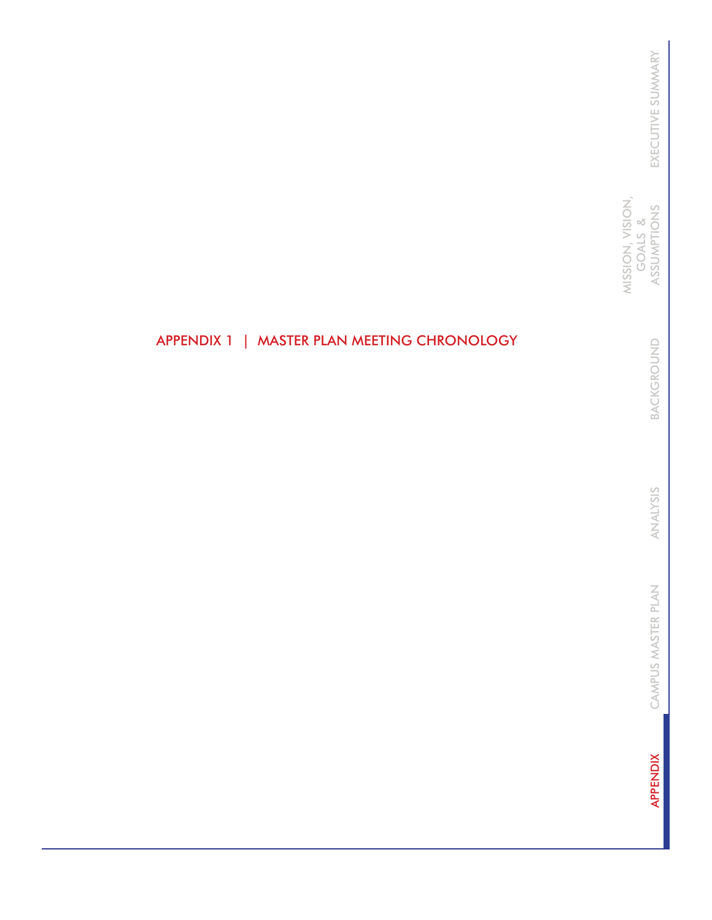# APPENDIX 1 | MASTER PLAN MEETING CHRONOLOGY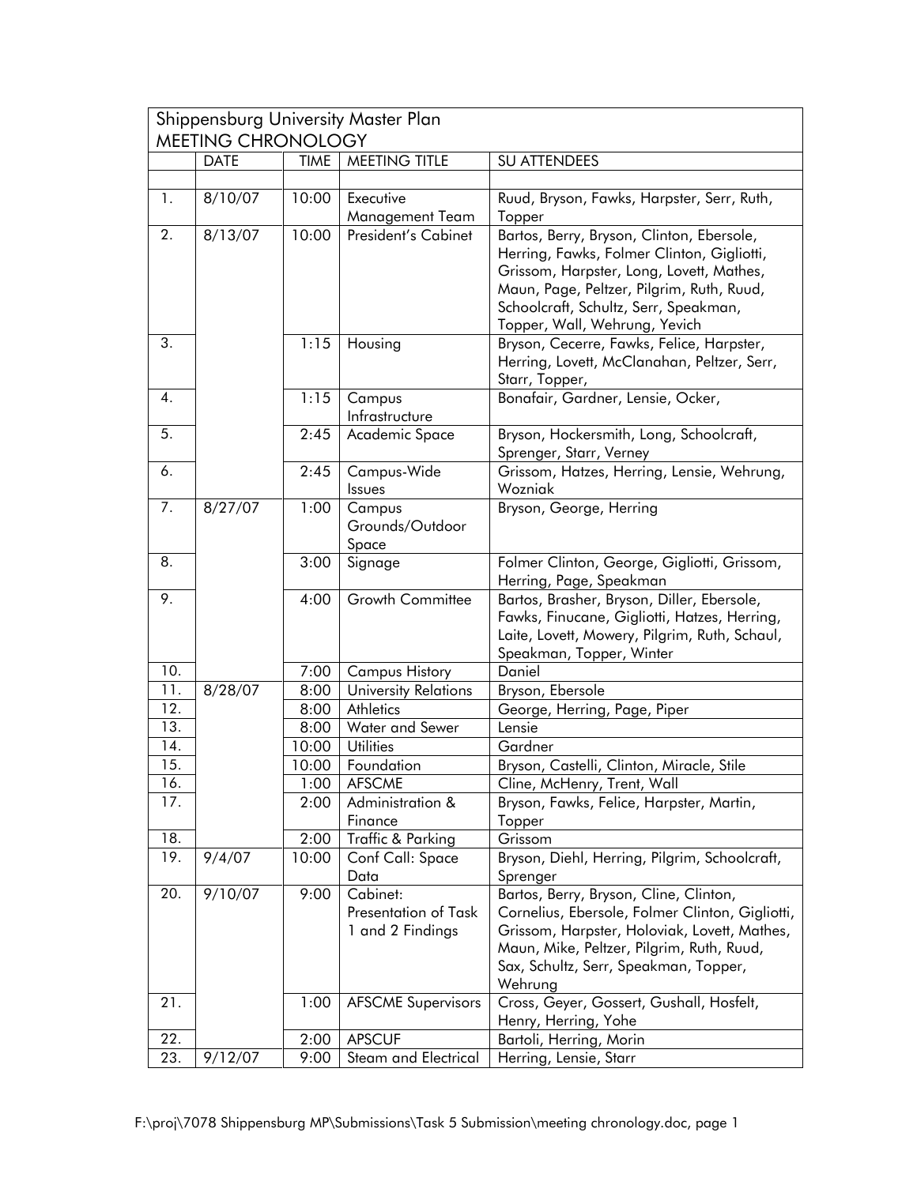| Shippensburg University Master Plan MEETING CHRONOLOGY | | | | |
|---|---|---|---|---|
| | DATE | TIME | MEETING TITLE | SU ATTENDEES |
| | | | | |
| 1. | 8/10/07 | 10:00 | Executive Management Team | Ruud, Bryson, Fawks, Harpster, Serr, Ruth, Topper |
| 2. | 8/13/07 | 10:00 | President's Cabinet | Bartos, Berry, Bryson, Clinton, Ebersole, Herring, Fawks, Folmer Clinton, Gigliotti, Grissom, Harpster, Long, Lovett, Mathes, Maun, Page, Peltzer, Pilgrim, Ruth, Ruud, Schoolcraft, Schultz, Serr, Speakman, Topper, Wall, Wehrung, Yevich |
| 3. | | 1:15 | Housing | Bryson, Cecerre, Fawks, Felice, Harpster, Herring, Lovett, McClanahan, Peltzer, Serr, Starr, Topper, |
| 4. | | 1:15 | Campus Infrastructure | Bonafair, Gardner, Lensie, Ocker, |
| 5. | | 2:45 | Academic Space | Bryson, Hockersmith, Long, Schoolcraft, Sprenger, Starr, Verney |
| 6. | | 2:45 | Campus-Wide Issues | Grissom, Hatzes, Herring, Lensie, Wehrung, Wozniak |
| 7. | 8/27/07 | 1:00 | Campus Grounds/Outdoor Space | Bryson, George, Herring |
| 8. | | 3:00 | Signage | Folmer Clinton, George, Gigliotti, Grissom, Herring, Page, Speakman |
| 9. | | 4:00 | Growth Committee | Bartos, Brasher, Bryson, Diller, Ebersole, Fawks, Finucane, Gigliotti, Hatzes, Herring, Laite, Lovett, Mowery, Pilgrim, Ruth, Schaul, Speakman, Topper, Winter |
| 10. | | 7:00 | Campus History | Daniel |
| 11. | 8/28/07 | 8:00 | University Relations | Bryson, Ebersole |
| 12. | | 8:00 | Athletics | George, Herring, Page, Piper |
| 13. | | 8:00 | Water and Sewer | Lensie |
| 14. | | 10:00 | Utilities | Gardner |
| 15. | | 10:00 | Foundation | Bryson, Castelli, Clinton, Miracle, Stile |
| 16. | | 1:00 | AFSCME | Cline, McHenry, Trent, Wall |
| 17. | | 2:00 | Administration & Finance | Bryson, Fawks, Felice, Harpster, Martin, Topper |
| 18. | | 2:00 | Traffic & Parking | Grissom |
| 19. | 9/4/07 | 10:00 | Conf Call: Space Data | Bryson, Diehl, Herring, Pilgrim, Schoolcraft, Sprenger |
| 20. | 9/10/07 | 9:00 | Cabinet: Presentation of Task 1 and 2 Findings | Bartos, Berry, Bryson, Cline, Clinton, Cornelius, Ebersole, Folmer Clinton, Gigliotti, Grissom, Harpster, Holoviak, Lovett, Mathes, Maun, Mike, Peltzer, Pilgrim, Ruth, Ruud, Sax, Schultz, Serr, Speakman, Topper, Wehrung |
| 21. | | 1:00 | AFSCME Supervisors | Cross, Geyer, Gossert, Gushall, Hosfelt, Henry, Herring, Yohe |
| 22. | | 2:00 | APSCUF | Bartoli, Herring, Morin |
| 23. | 9/12/07 | 9:00 | Steam and Electrical | Herring, Lensie, Starr |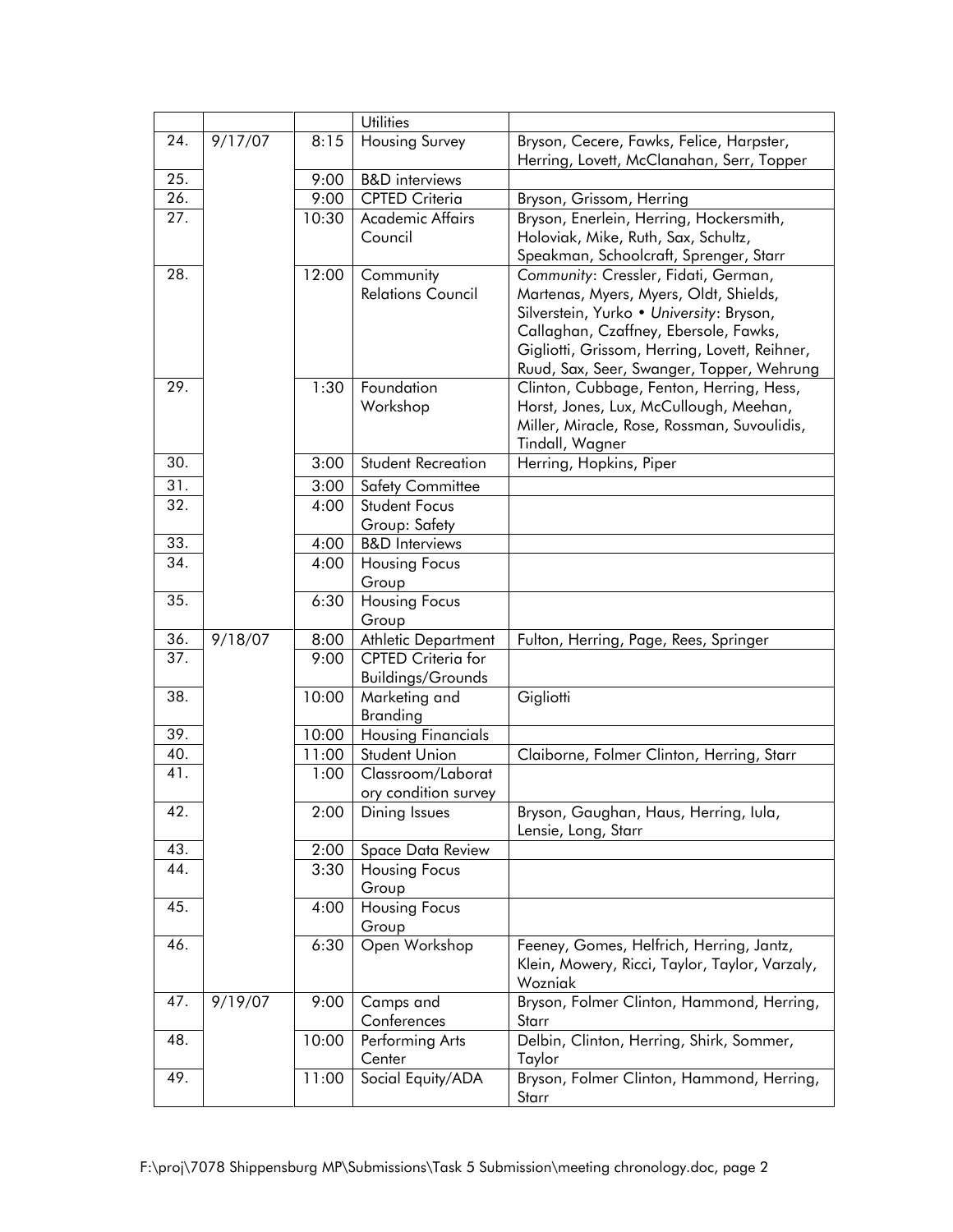| | | | Utilities | |
|---|---|---|---|---|
| 24. | 9/17/07 | 8:15 | Housing Survey | Bryson, Cecere, Fawks, Felice, Harpster, Herring, Lovett, McClanahan, Serr, Topper |
| 25. | | 9:00 | B&D interviews | |
| 26. | | 9:00 | CPTED Criteria | Bryson, Grissom, Herring |
| 27. | | 10:30 | Academic Affairs Council | Bryson, Enerlein, Herring, Hockersmith, Holoviak, Mike, Ruth, Sax, Schultz, Speakman, Schoolcraft, Sprenger, Starr |
| 28. | | 12:00 | Community Relations Council | *Community*: Cressler, Fidati, German, Martenas, Myers, Myers, Oldt, Shields, Silverstein, Yurko • *University*: Bryson, Callaghan, Czaffney, Ebersole, Fawks, Gigliotti, Grissom, Herring, Lovett, Reihner, Ruud, Sax, Seer, Swanger, Topper, Wehrung |
| 29. | | 1:30 | Foundation Workshop | Clinton, Cubbage, Fenton, Herring, Hess, Horst, Jones, Lux, McCullough, Meehan, Miller, Miracle, Rose, Rossman, Suvoulidis, Tindall, Wagner |
| 30. | | 3:00 | Student Recreation | Herring, Hopkins, Piper |
| 31. | | 3:00 | Safety Committee | |
| 32. | | 4:00 | Student Focus Group: Safety | |
| 33. | | 4:00 | B&D Interviews | |
| 34. | | 4:00 | Housing Focus Group | |
| 35. | | 6:30 | Housing Focus Group | |
| 36. | 9/18/07 | 8:00 | Athletic Department | Fulton, Herring, Page, Rees, Springer |
| 37. | | 9:00 | CPTED Criteria for Buildings/Grounds | |
| 38. | | 10:00 | Marketing and Branding | Gigliotti |
| 39. | | 10:00 | Housing Financials | |
| 40. | | 11:00 | Student Union | Claiborne, Folmer Clinton, Herring, Starr |
| 41. | | 1:00 | Classroom/Laboratory condition survey | |
| 42. | | 2:00 | Dining Issues | Bryson, Gaughan, Haus, Herring, Iula, Lensie, Long, Starr |
| 43. | | 2:00 | Space Data Review | |
| 44. | | 3:30 | Housing Focus Group | |
| 45. | | 4:00 | Housing Focus Group | |
| 46. | | 6:30 | Open Workshop | Feeney, Gomes, Helfrich, Herring, Jantz, Klein, Mowery, Ricci, Taylor, Taylor, Varzaly, Wozniak |
| 47. | 9/19/07 | 9:00 | Camps and Conferences | Bryson, Folmer Clinton, Hammond, Herring, Starr |
| 48. | | 10:00 | Performing Arts Center | Delbin, Clinton, Herring, Shirk, Sommer, Taylor |
| 49. | | 11:00 | Social Equity/ADA | Bryson, Folmer Clinton, Hammond, Herring, Starr |

F:\proj\7078 Shippensburg MP\Submissions\Task 5 Submission\meeting chronology.doc, page 2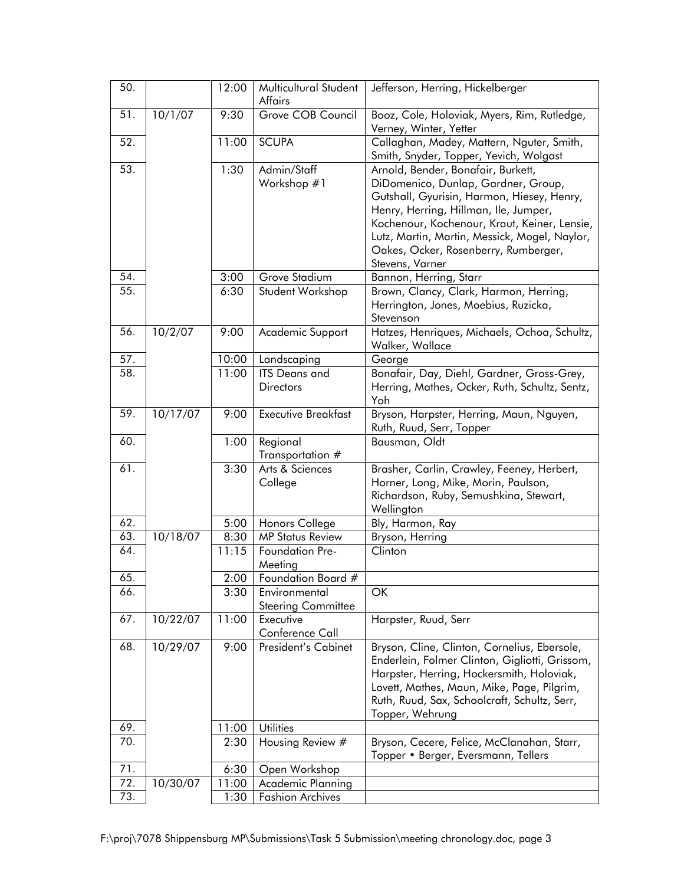| | | | | |
|---|---|---|---|---|
| 50. | | 12:00 | Multicultural Student Affairs | Jefferson, Herring, Hickelberger |
| 51. | 10/1/07 | 9:30 | Grove COB Council | Booz, Cole, Holoviak, Myers, Rim, Rutledge, Verney, Winter, Yetter |
| 52. | | 11:00 | SCUPA | Callaghan, Madey, Mattern, Nguter, Smith, Smith, Snyder, Topper, Yevich, Wolgast |
| 53. | | 1:30 | Admin/Staff Workshop #1 | Arnold, Bender, Bonafair, Burkett, DiDomenico, Dunlap, Gardner, Group, Gutshall, Gyurisin, Harmon, Hiesey, Henry, Henry, Herring, Hillman, Ile, Jumper, Kochenour, Kochenour, Kraut, Keiner, Lensie, Lutz, Martin, Martin, Messick, Mogel, Naylor, Oakes, Ocker, Rosenberry, Rumberger, Stevens, Varner |
| 54. | | 3:00 | Grove Stadium | Bannon, Herring, Starr |
| 55. | | 6:30 | Student Workshop | Brown, Clancy, Clark, Harmon, Herring, Herrington, Jones, Moebius, Ruzicka, Stevenson |
| 56. | 10/2/07 | 9:00 | Academic Support | Hatzes, Henriques, Michaels, Ochoa, Schultz, Walker, Wallace |
| 57. | | 10:00 | Landscaping | George |
| 58. | | 11:00 | ITS Deans and Directors | Bonafair, Day, Diehl, Gardner, Gross-Grey, Herring, Mathes, Ocker, Ruth, Schultz, Sentz, Yoh |
| 59. | 10/17/07 | 9:00 | Executive Breakfast | Bryson, Harpster, Herring, Maun, Nguyen, Ruth, Ruud, Serr, Topper |
| 60. | | 1:00 | Regional Transportation # | Bausman, Oldt |
| 61. | | 3:30 | Arts & Sciences College | Brasher, Carlin, Crawley, Feeney, Herbert, Horner, Long, Mike, Morin, Paulson, Richardson, Ruby, Semushkina, Stewart, Wellington |
| 62. | | 5:00 | Honors College | Bly, Harmon, Ray |
| 63. | 10/18/07 | 8:30 | MP Status Review | Bryson, Herring |
| 64. | | 11:15 | Foundation Pre-Meeting | Clinton |
| 65. | | 2:00 | Foundation Board # | |
| 66. | | 3:30 | Environmental Steering Committee | OK |
| 67. | 10/22/07 | 11:00 | Executive Conference Call | Harpster, Ruud, Serr |
| 68. | 10/29/07 | 9:00 | President's Cabinet | Bryson, Cline, Clinton, Cornelius, Ebersole, Enderlein, Folmer Clinton, Gigliotti, Grissom, Harpster, Herring, Hockersmith, Holoviak, Lovett, Mathes, Maun, Mike, Page, Pilgrim, Ruth, Ruud, Sax, Schoolcraft, Schultz, Serr, Topper, Wehrung |
| 69. | | 11:00 | Utilities | |
| 70. | | 2:30 | Housing Review # | Bryson, Cecere, Felice, McClanahan, Starr, Topper • Berger, Eversmann, Tellers |
| 71. | | 6:30 | Open Workshop | |
| 72. | 10/30/07 | 11:00 | Academic Planning | |
| 73. | | 1:30 | Fashion Archives | |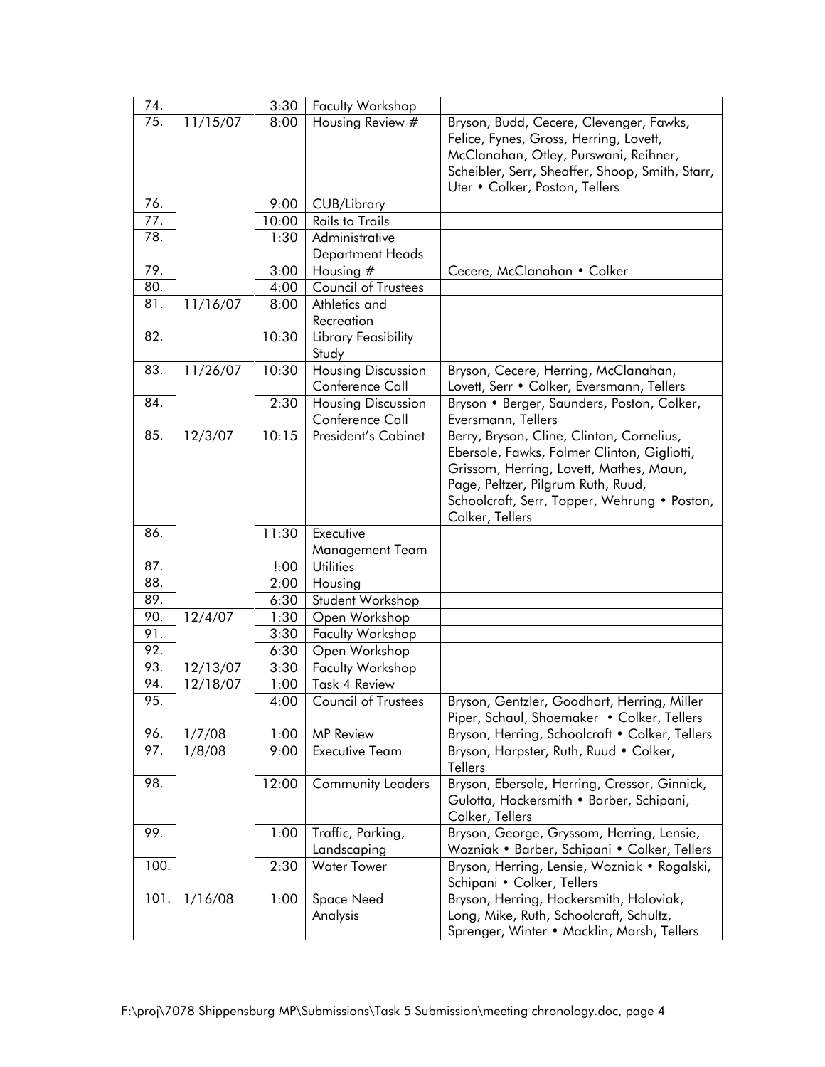| | | | | |
|---|---|---|---|---|
| 74. | | 3:30 | Faculty Workshop | |
| 75. | 11/15/07 | 8:00 | Housing Review # | Bryson, Budd, Cecere, Clevenger, Fawks, Felice, Fynes, Gross, Herring, Lovett, McClanahan, Otley, Purswani, Reihner, Scheibler, Serr, Sheaffer, Shoop, Smith, Starr, Uter • Colker, Poston, Tellers |
| 76. | | 9:00 | CUB/Library | |
| 77. | | 10:00 | Rails to Trails | |
| 78. | | 1:30 | Administrative Department Heads | |
| 79. | | 3:00 | Housing # | Cecere, McClanahan • Colker |
| 80. | | 4:00 | Council of Trustees | |
| 81. | 11/16/07 | 8:00 | Athletics and Recreation | |
| 82. | | 10:30 | Library Feasibility Study | |
| 83. | 11/26/07 | 10:30 | Housing Discussion Conference Call | Bryson, Cecere, Herring, McClanahan, Lovett, Serr • Colker, Eversmann, Tellers |
| 84. | | 2:30 | Housing Discussion Conference Call | Bryson • Berger, Saunders, Poston, Colker, Eversmann, Tellers |
| 85. | 12/3/07 | 10:15 | President's Cabinet | Berry, Bryson, Cline, Clinton, Cornelius, Ebersole, Fawks, Folmer Clinton, Gigliotti, Grissom, Herring, Lovett, Mathes, Maun, Page, Peltzer, Pilgrum Ruth, Ruud, Schoolcraft, Serr, Topper, Wehrung • Poston, Colker, Tellers |
| 86. | | 11:30 | Executive Management Team | |
| 87. | | !:00 | Utilities | |
| 88. | | 2:00 | Housing | |
| 89. | | 6:30 | Student Workshop | |
| 90. | 12/4/07 | 1:30 | Open Workshop | |
| 91. | | 3:30 | Faculty Workshop | |
| 92. | | 6:30 | Open Workshop | |
| 93. | 12/13/07 | 3:30 | Faculty Workshop | |
| 94. | 12/18/07 | 1:00 | Task 4 Review | |
| 95. | | 4:00 | Council of Trustees | Bryson, Gentzler, Goodhart, Herring, Miller Piper, Schaul, Shoemaker • Colker, Tellers |
| 96. | 1/7/08 | 1:00 | MP Review | Bryson, Herring, Schoolcraft • Colker, Tellers |
| 97. | 1/8/08 | 9:00 | Executive Team | Bryson, Harpster, Ruth, Ruud • Colker, Tellers |
| 98. | | 12:00 | Community Leaders | Bryson, Ebersole, Herring, Cressor, Ginnick, Gulotta, Hockersmith • Barber, Schipani, Colker, Tellers |
| 99. | | 1:00 | Traffic, Parking, Landscaping | Bryson, George, Gryssom, Herring, Lensie, Wozniak • Barber, Schipani • Colker, Tellers |
| 100. | | 2:30 | Water Tower | Bryson, Herring, Lensie, Wozniak • Rogalski, Schipani • Colker, Tellers |
| 101. | 1/16/08 | 1:00 | Space Need Analysis | Bryson, Herring, Hockersmith, Holoviak, Long, Mike, Ruth, Schoolcraft, Schultz, Sprenger, Winter • Macklin, Marsh, Tellers |

F:\proj\7078 Shippensburg MP\Submissions\Task 5 Submission\meeting chronology.doc, page 4